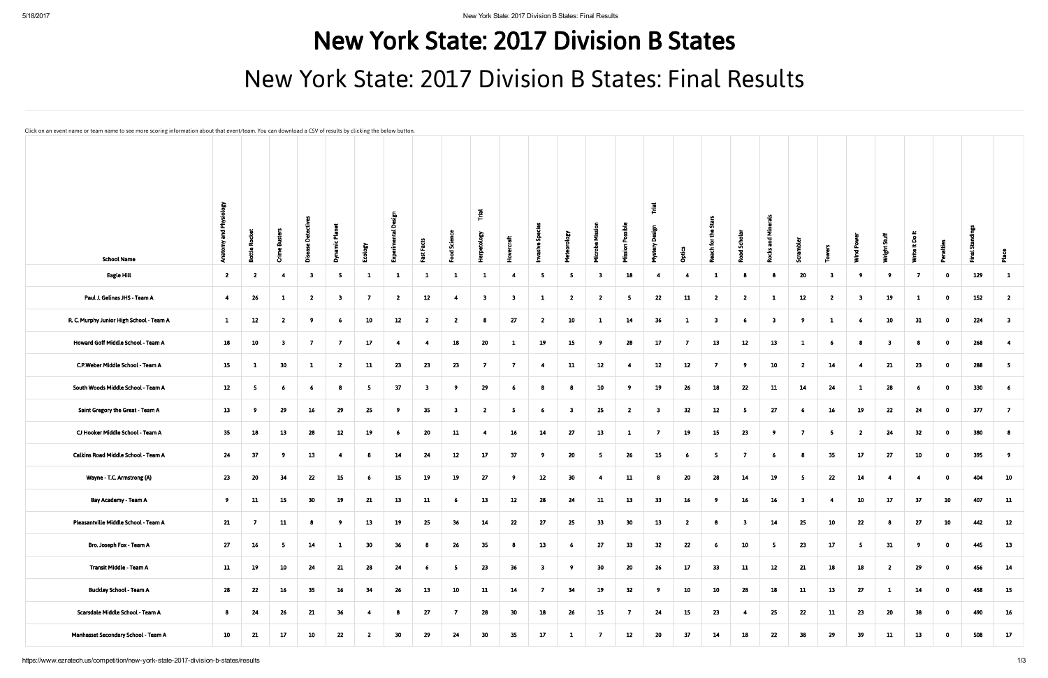# New York State: 2017 Division B States

## New York State: 2017 Division B States: Final Results

Click on an event name or team name to see more scoring information about that event/team. You can download a CSV of results by clicking the below button.

| School Name | Anatomy and Physiology | Bottle Rocket | Crime Busters | Disease Detectives | Dynamic Planet | Ecology | Experimental Design | Fast Facts | Food Science | Herpetology Trial | Hovercraft | Invasive Species | Meteorology | Microbe Mission | Mission Possible | Mystery Design Trial | Optics | Reach for the Stars | Road Scholar | Rocks and Minerals | Scrambler | Towers | Wind Power | Wright Stuff | Write It Do It | Penalties | Final Standings | Place |
|---|---|---|---|---|---|---|---|---|---|---|---|---|---|---|---|---|---|---|---|---|---|---|---|---|---|---|---|---|
| Eagle Hill | 2 | 2 | 4 | 3 | 5 | 1 | 1 | 1 | 1 | 1 | 4 | 5 | 5 | 3 | 18 | 4 | 4 | 1 | 8 | 8 | 20 | 3 | 9 | 9 | 7 | 0 | 129 | 1 |
| Paul J. Gelinas JHS - Team A | 4 | 26 | 1 | 2 | 3 | 7 | 2 | 12 | 4 | 3 | 3 | 1 | 2 | 2 | 5 | 22 | 11 | 2 | 2 | 1 | 12 | 2 | 3 | 19 | 1 | 0 | 152 | 2 |
| R. C. Murphy Junior High School - Team A | 1 | 12 | 2 | 9 | 6 | 10 | 12 | 2 | 2 | 8 | 27 | 2 | 10 | 1 | 14 | 36 | 1 | 3 | 6 | 3 | 9 | 1 | 6 | 10 | 31 | 0 | 224 | 3 |
| Howard Goff Middle School - Team A | 18 | 10 | 3 | 7 | 7 | 17 | 4 | 4 | 18 | 20 | 1 | 19 | 15 | 9 | 28 | 17 | 7 | 13 | 12 | 13 | 1 | 6 | 8 | 3 | 8 | 0 | 268 | 4 |
| C.P.Weber Middle School - Team A | 15 | 1 | 30 | 1 | 2 | 11 | 23 | 23 | 23 | 7 | 7 | 4 | 11 | 12 | 4 | 12 | 12 | 7 | 9 | 10 | 2 | 14 | 4 | 21 | 23 | 0 | 288 | 5 |
| South Woods Middle School - Team A | 12 | 5 | 6 | 6 | 8 | 5 | 37 | 3 | 9 | 29 | 6 | 8 | 8 | 10 | 9 | 19 | 26 | 18 | 22 | 11 | 14 | 24 | 1 | 28 | 6 | 0 | 330 | 6 |
| Saint Gregory the Great - Team A | 13 | 9 | 29 | 16 | 29 | 25 | 9 | 35 | 3 | 2 | 5 | 6 | 3 | 25 | 2 | 3 | 32 | 12 | 5 | 27 | 6 | 16 | 19 | 22 | 24 | 0 | 377 | 7 |
| CJ Hooker Middle School - Team A | 35 | 18 | 13 | 28 | 12 | 19 | 6 | 20 | 11 | 4 | 16 | 14 | 27 | 13 | 1 | 7 | 19 | 15 | 23 | 9 | 7 | 5 | 2 | 24 | 32 | 0 | 380 | 8 |
| Calkins Road Middle School - Team A | 24 | 37 | 9 | 13 | 4 | 8 | 14 | 24 | 12 | 17 | 37 | 9 | 20 | 5 | 26 | 15 | 6 | 5 | 7 | 6 | 8 | 35 | 17 | 27 | 10 | 0 | 395 | 9 |
| Wayne - T.C. Armstrong (A) | 23 | 20 | 34 | 22 | 15 | 6 | 15 | 19 | 19 | 27 | 9 | 12 | 30 | 4 | 11 | 8 | 20 | 28 | 14 | 19 | 5 | 22 | 14 | 4 | 4 | 0 | 404 | 10 |
| Bay Academy - Team A | 9 | 11 | 15 | 30 | 19 | 21 | 13 | 11 | 6 | 13 | 12 | 28 | 24 | 11 | 13 | 33 | 16 | 9 | 16 | 16 | 3 | 4 | 10 | 17 | 37 | 10 | 407 | 11 |
| Pleasantville Middle School - Team A | 21 | 7 | 11 | 8 | 9 | 13 | 19 | 25 | 36 | 14 | 22 | 27 | 25 | 33 | 30 | 13 | 2 | 8 | 3 | 14 | 25 | 10 | 22 | 8 | 27 | 10 | 442 | 12 |
| Bro. Joseph Fox - Team A | 27 | 16 | 5 | 14 | 1 | 30 | 36 | 8 | 26 | 35 | 8 | 13 | 6 | 27 | 33 | 32 | 22 | 6 | 10 | 5 | 23 | 17 | 5 | 31 | 9 | 0 | 445 | 13 |
| Transit Middle - Team A | 11 | 19 | 10 | 24 | 21 | 28 | 24 | 6 | 5 | 23 | 36 | 3 | 9 | 30 | 20 | 26 | 17 | 33 | 11 | 12 | 21 | 18 | 18 | 2 | 29 | 0 | 456 | 14 |
| Buckley School - Team A | 28 | 22 | 16 | 35 | 16 | 34 | 26 | 13 | 10 | 11 | 14 | 7 | 34 | 19 | 32 | 9 | 10 | 10 | 28 | 18 | 11 | 13 | 27 | 1 | 14 | 0 | 458 | 15 |
| Scarsdale Middle School - Team A | 8 | 24 | 26 | 21 | 36 | 4 | 8 | 27 | 7 | 28 | 30 | 18 | 26 | 15 | 7 | 24 | 15 | 23 | 4 | 25 | 22 | 11 | 23 | 20 | 38 | 0 | 490 | 16 |
| Manhasset Secondary School - Team A | 10 | 21 | 17 | 10 | 22 | 2 | 30 | 29 | 24 | 30 | 35 | 17 | 1 | 7 | 12 | 20 | 37 | 14 | 18 | 22 | 38 | 29 | 39 | 11 | 13 | 0 | 508 | 17 |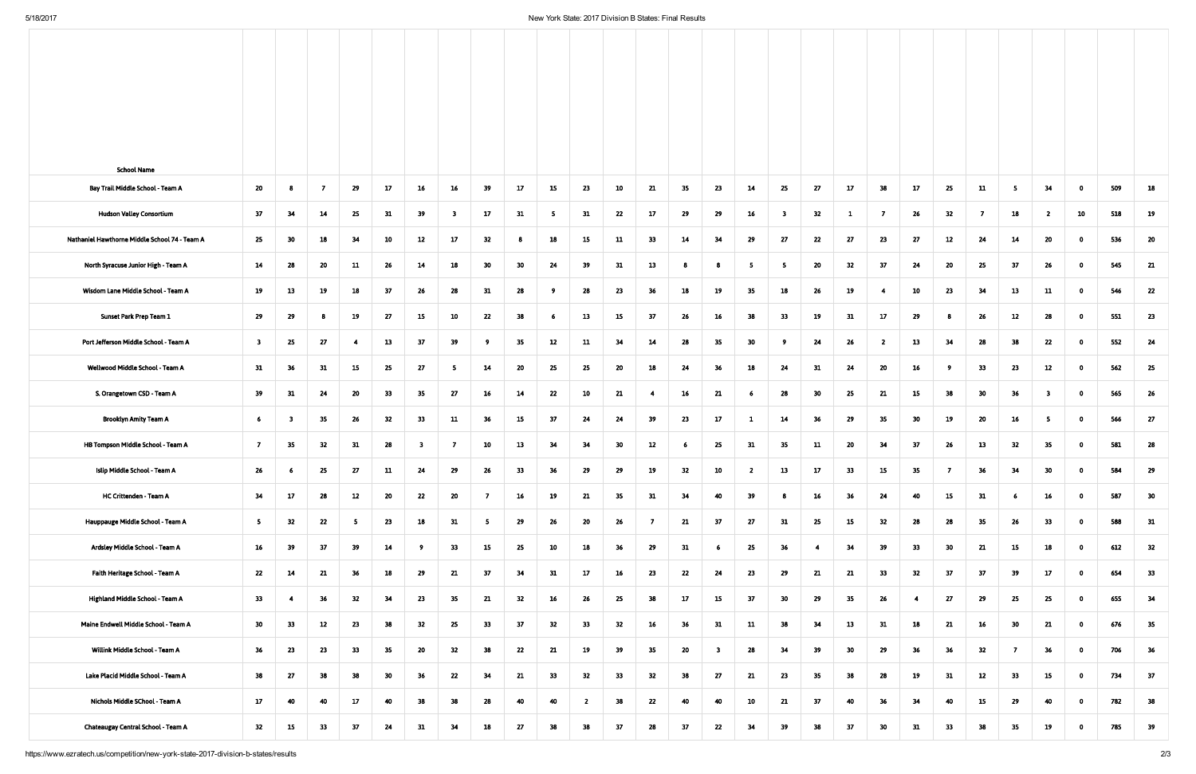| School Name | | | | | | | | | | | | | | | | | | | | | | | | | | | | |
|---|---|---|---|---|---|---|---|---|---|---|---|---|---|---|---|---|---|---|---|---|---|---|---|---|---|---|---|---|
| Bay Trail Middle School - Team A | 20 | 8 | 7 | 29 | 17 | 16 | 16 | 39 | 17 | 15 | 23 | 10 | 21 | 35 | 23 | 14 | 25 | 27 | 17 | 38 | 17 | 25 | 11 | 5 | 34 | 0 | 509 | 18 |
| Hudson Valley Consortium | 37 | 34 | 14 | 25 | 31 | 39 | 3 | 17 | 31 | 5 | 31 | 22 | 17 | 29 | 29 | 16 | 3 | 32 | 1 | 7 | 26 | 32 | 7 | 18 | 2 | 10 | 518 | 19 |
| Nathaniel Hawthorne Middle School 74 - Team A | 25 | 30 | 18 | 34 | 10 | 12 | 17 | 32 | 8 | 18 | 15 | 11 | 33 | 14 | 34 | 29 | 27 | 22 | 27 | 23 | 27 | 12 | 24 | 14 | 20 | 0 | 536 | 20 |
| North Syracuse Junior High - Team A | 14 | 28 | 20 | 11 | 26 | 14 | 18 | 30 | 30 | 24 | 39 | 31 | 13 | 8 | 8 | 5 | 5 | 20 | 32 | 37 | 24 | 20 | 25 | 37 | 26 | 0 | 545 | 21 |
| Wisdom Lane Middle School - Team A | 19 | 13 | 19 | 18 | 37 | 26 | 28 | 31 | 28 | 9 | 28 | 23 | 36 | 18 | 19 | 35 | 18 | 26 | 19 | 4 | 10 | 23 | 34 | 13 | 11 | 0 | 546 | 22 |
| Sunset Park Prep Team 1 | 29 | 29 | 8 | 19 | 27 | 15 | 10 | 22 | 38 | 6 | 13 | 15 | 37 | 26 | 16 | 38 | 33 | 19 | 31 | 17 | 29 | 8 | 26 | 12 | 28 | 0 | 551 | 23 |
| Port Jefferson Middle School - Team A | 3 | 25 | 27 | 4 | 13 | 37 | 39 | 9 | 35 | 12 | 11 | 34 | 14 | 28 | 35 | 30 | 9 | 24 | 26 | 2 | 13 | 34 | 28 | 38 | 22 | 0 | 552 | 24 |
| Wellwood Middle School - Team A | 31 | 36 | 31 | 15 | 25 | 27 | 5 | 14 | 20 | 25 | 25 | 20 | 18 | 24 | 36 | 18 | 24 | 31 | 24 | 20 | 16 | 9 | 33 | 23 | 12 | 0 | 562 | 25 |
| S. Orangetown CSD - Team A | 39 | 31 | 24 | 20 | 33 | 35 | 27 | 16 | 14 | 22 | 10 | 21 | 4 | 16 | 21 | 6 | 28 | 30 | 25 | 21 | 15 | 38 | 30 | 36 | 3 | 0 | 565 | 26 |
| Brooklyn Amity Team A | 6 | 3 | 35 | 26 | 32 | 33 | 11 | 36 | 15 | 37 | 24 | 24 | 39 | 23 | 17 | 1 | 14 | 36 | 29 | 35 | 30 | 19 | 20 | 16 | 5 | 0 | 566 | 27 |
| HB Tompson Middle School - Team A | 7 | 35 | 32 | 31 | 28 | 3 | 7 | 10 | 13 | 34 | 34 | 30 | 12 | 6 | 25 | 31 | 35 | 11 | 20 | 34 | 37 | 26 | 13 | 32 | 35 | 0 | 581 | 28 |
| Islip Middle School - Team A | 26 | 6 | 25 | 27 | 11 | 24 | 29 | 26 | 33 | 36 | 29 | 29 | 19 | 32 | 10 | 2 | 13 | 17 | 33 | 15 | 35 | 7 | 36 | 34 | 30 | 0 | 584 | 29 |
| HC Crittenden - Team A | 34 | 17 | 28 | 12 | 20 | 22 | 20 | 7 | 16 | 19 | 21 | 35 | 31 | 34 | 40 | 39 | 8 | 16 | 36 | 24 | 40 | 15 | 31 | 6 | 16 | 0 | 587 | 30 |
| Hauppauge Middle School - Team A | 5 | 32 | 22 | 5 | 23 | 18 | 31 | 5 | 29 | 26 | 20 | 26 | 7 | 21 | 37 | 27 | 31 | 25 | 15 | 32 | 28 | 28 | 35 | 26 | 33 | 0 | 588 | 31 |
| Ardsley Middle School - Team A | 16 | 39 | 37 | 39 | 14 | 9 | 33 | 15 | 25 | 10 | 18 | 36 | 29 | 31 | 6 | 25 | 36 | 4 | 34 | 39 | 33 | 30 | 21 | 15 | 18 | 0 | 612 | 32 |
| Faith Heritage School - Team A | 22 | 14 | 21 | 36 | 18 | 29 | 21 | 37 | 34 | 31 | 17 | 16 | 23 | 22 | 24 | 23 | 29 | 21 | 21 | 33 | 32 | 37 | 37 | 39 | 17 | 0 | 654 | 33 |
| Highland Middle School - Team A | 33 | 4 | 36 | 32 | 34 | 23 | 35 | 21 | 32 | 16 | 26 | 25 | 38 | 17 | 15 | 37 | 30 | 29 | 35 | 26 | 4 | 27 | 29 | 25 | 25 | 0 | 655 | 34 |
| Maine Endwell Middle School - Team A | 30 | 33 | 12 | 23 | 38 | 32 | 25 | 33 | 37 | 32 | 33 | 32 | 16 | 36 | 31 | 11 | 38 | 34 | 13 | 31 | 18 | 21 | 16 | 30 | 21 | 0 | 676 | 35 |
| Willink Middle School - Team A | 36 | 23 | 23 | 33 | 35 | 20 | 32 | 38 | 22 | 21 | 19 | 39 | 35 | 20 | 3 | 28 | 34 | 39 | 30 | 29 | 36 | 36 | 32 | 7 | 36 | 0 | 706 | 36 |
| Lake Placid Middle School - Team A | 38 | 27 | 38 | 38 | 30 | 36 | 22 | 34 | 21 | 33 | 32 | 33 | 32 | 38 | 27 | 21 | 23 | 35 | 38 | 28 | 19 | 31 | 12 | 33 | 15 | 0 | 734 | 37 |
| Nichols Middle SChool - Team A | 17 | 40 | 40 | 17 | 40 | 38 | 38 | 28 | 40 | 40 | 2 | 38 | 22 | 40 | 40 | 10 | 21 | 37 | 40 | 36 | 34 | 40 | 15 | 29 | 40 | 0 | 782 | 38 |
| Chateaugay Central School - Team A | 32 | 15 | 33 | 37 | 24 | 31 | 34 | 18 | 27 | 38 | 38 | 37 | 28 | 37 | 22 | 34 | 39 | 38 | 37 | 30 | 31 | 33 | 38 | 35 | 19 | 0 | 785 | 39 |